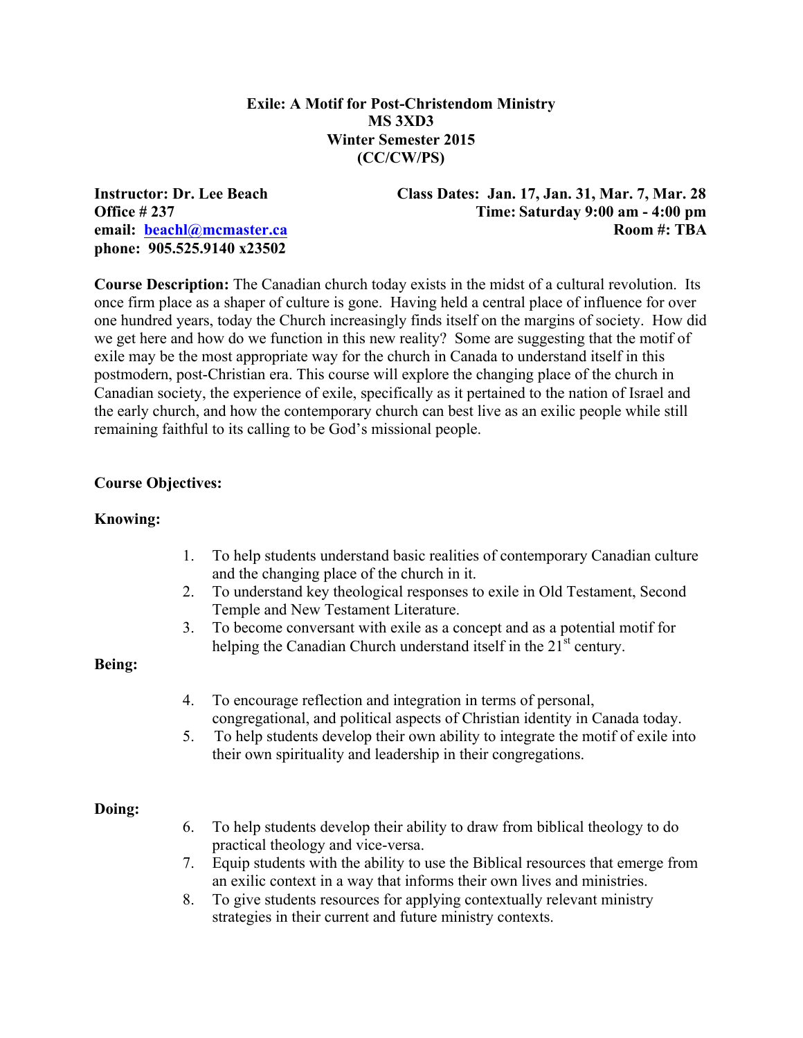# Exile: A Motif for Post-Christendom Ministry
## MS 3XD3
## Winter Semester 2015
## (CC/CW/PS)

**Instructor: Dr. Lee Beach**
**Office # 237**
**email: beachl@mcmaster.ca**
**phone: 905.525.9140 x23502**

**Class Dates: Jan. 17, Jan. 31, Mar. 7, Mar. 28**
**Time: Saturday 9:00 am - 4:00 pm**
**Room #: TBA**

**Course Description:** The Canadian church today exists in the midst of a cultural revolution. Its once firm place as a shaper of culture is gone. Having held a central place of influence for over one hundred years, today the Church increasingly finds itself on the margins of society. How did we get here and how do we function in this new reality? Some are suggesting that the motif of exile may be the most appropriate way for the church in Canada to understand itself in this postmodern, post-Christian era. This course will explore the changing place of the church in Canadian society, the experience of exile, specifically as it pertained to the nation of Israel and the early church, and how the contemporary church can best live as an exilic people while still remaining faithful to its calling to be God's missional people.

**Course Objectives:**

**Knowing:**

1. To help students understand basic realities of contemporary Canadian culture and the changing place of the church in it.
2. To understand key theological responses to exile in Old Testament, Second Temple and New Testament Literature.
3. To become conversant with exile as a concept and as a potential motif for helping the Canadian Church understand itself in the 21st century.

**Being:**

4. To encourage reflection and integration in terms of personal, congregational, and political aspects of Christian identity in Canada today.
5. To help students develop their own ability to integrate the motif of exile into their own spirituality and leadership in their congregations.

**Doing:**

6. To help students develop their ability to draw from biblical theology to do practical theology and vice-versa.
7. Equip students with the ability to use the Biblical resources that emerge from an exilic context in a way that informs their own lives and ministries.
8. To give students resources for applying contextually relevant ministry strategies in their current and future ministry contexts.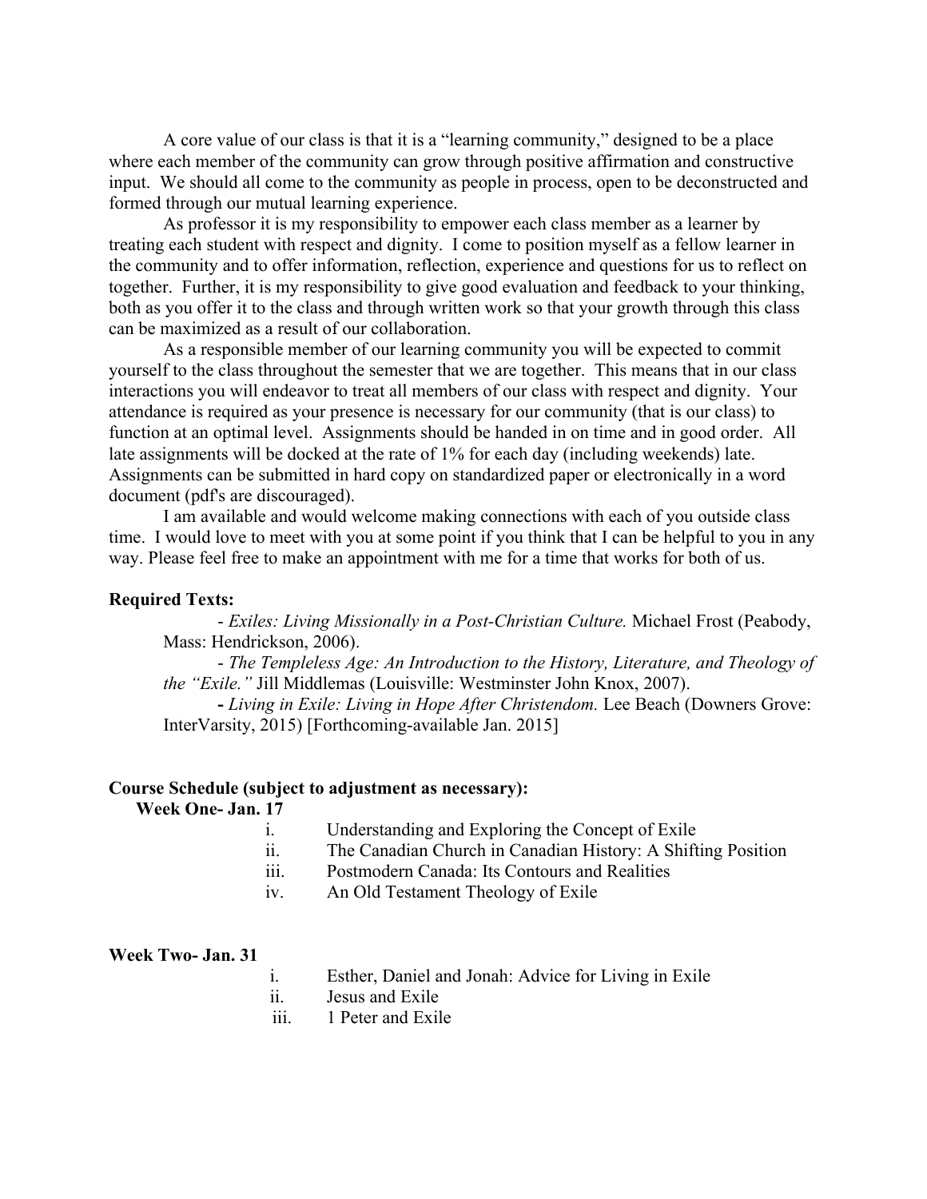A core value of our class is that it is a "learning community," designed to be a place where each member of the community can grow through positive affirmation and constructive input. We should all come to the community as people in process, open to be deconstructed and formed through our mutual learning experience.

As professor it is my responsibility to empower each class member as a learner by treating each student with respect and dignity. I come to position myself as a fellow learner in the community and to offer information, reflection, experience and questions for us to reflect on together. Further, it is my responsibility to give good evaluation and feedback to your thinking, both as you offer it to the class and through written work so that your growth through this class can be maximized as a result of our collaboration.

As a responsible member of our learning community you will be expected to commit yourself to the class throughout the semester that we are together. This means that in our class interactions you will endeavor to treat all members of our class with respect and dignity. Your attendance is required as your presence is necessary for our community (that is our class) to function at an optimal level. Assignments should be handed in on time and in good order. All late assignments will be docked at the rate of 1% for each day (including weekends) late. Assignments can be submitted in hard copy on standardized paper or electronically in a word document (pdf's are discouraged).

I am available and would welcome making connections with each of you outside class time. I would love to meet with you at some point if you think that I can be helpful to you in any way. Please feel free to make an appointment with me for a time that works for both of us.

**Required Texts:**

- *Exiles: Living Missionally in a Post-Christian Culture.* Michael Frost (Peabody, Mass: Hendrickson, 2006).
- *The Templeless Age: An Introduction to the History, Literature, and Theology of the "Exile."* Jill Middlemas (Louisville: Westminster John Knox, 2007).
- *Living in Exile: Living in Hope After Christendom.* Lee Beach (Downers Grove: InterVarsity, 2015) [Forthcoming-available Jan. 2015]

**Course Schedule (subject to adjustment as necessary):**

**Week One- Jan. 17**

i. Understanding and Exploring the Concept of Exile
ii. The Canadian Church in Canadian History: A Shifting Position
iii. Postmodern Canada: Its Contours and Realities
iv. An Old Testament Theology of Exile

**Week Two- Jan. 31**

i. Esther, Daniel and Jonah: Advice for Living in Exile
ii. Jesus and Exile
iii. 1 Peter and Exile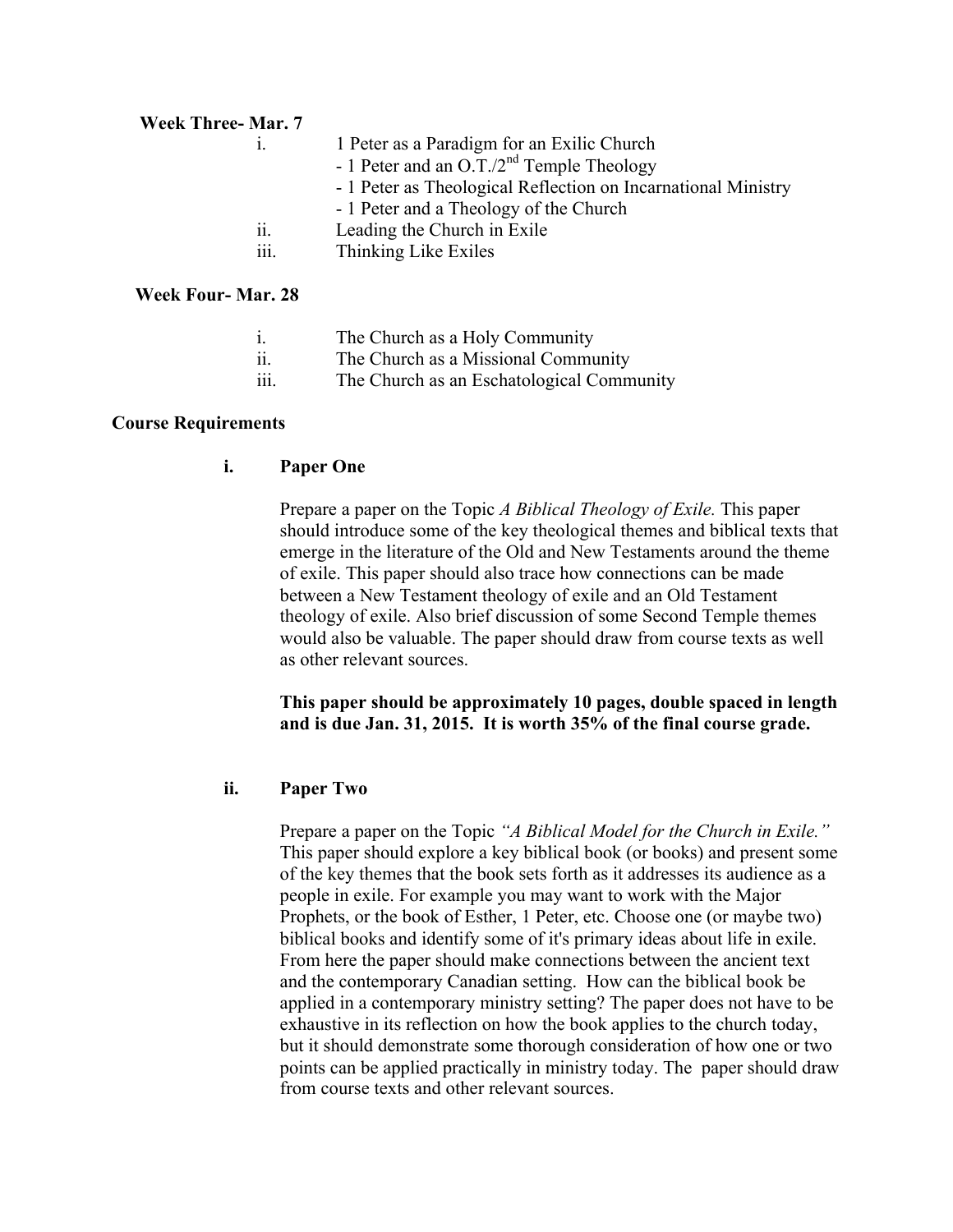**Week Three- Mar. 7**

i. 1 Peter as a Paradigm for an Exilic Church
   - 1 Peter and an O.T./2nd Temple Theology
   - 1 Peter as Theological Reflection on Incarnational Ministry
   - 1 Peter and a Theology of the Church

ii. Leading the Church in Exile

iii. Thinking Like Exiles

**Week Four- Mar. 28**

i. The Church as a Holy Community

ii. The Church as a Missional Community

iii. The Church as an Eschatological Community

## Course Requirements

### i. Paper One

Prepare a paper on the Topic *A Biblical Theology of Exile.* This paper should introduce some of the key theological themes and biblical texts that emerge in the literature of the Old and New Testaments around the theme of exile. This paper should also trace how connections can be made between a New Testament theology of exile and an Old Testament theology of exile. Also brief discussion of some Second Temple themes would also be valuable. The paper should draw from course texts as well as other relevant sources.

**This paper should be approximately 10 pages, double spaced in length and is due Jan. 31, 2015. It is worth 35% of the final course grade.**

### ii. Paper Two

Prepare a paper on the Topic *"A Biblical Model for the Church in Exile."* This paper should explore a key biblical book (or books) and present some of the key themes that the book sets forth as it addresses its audience as a people in exile. For example you may want to work with the Major Prophets, or the book of Esther, 1 Peter, etc. Choose one (or maybe two) biblical books and identify some of it's primary ideas about life in exile. From here the paper should make connections between the ancient text and the contemporary Canadian setting. How can the biblical book be applied in a contemporary ministry setting? The paper does not have to be exhaustive in its reflection on how the book applies to the church today, but it should demonstrate some thorough consideration of how one or two points can be applied practically in ministry today. The paper should draw from course texts and other relevant sources.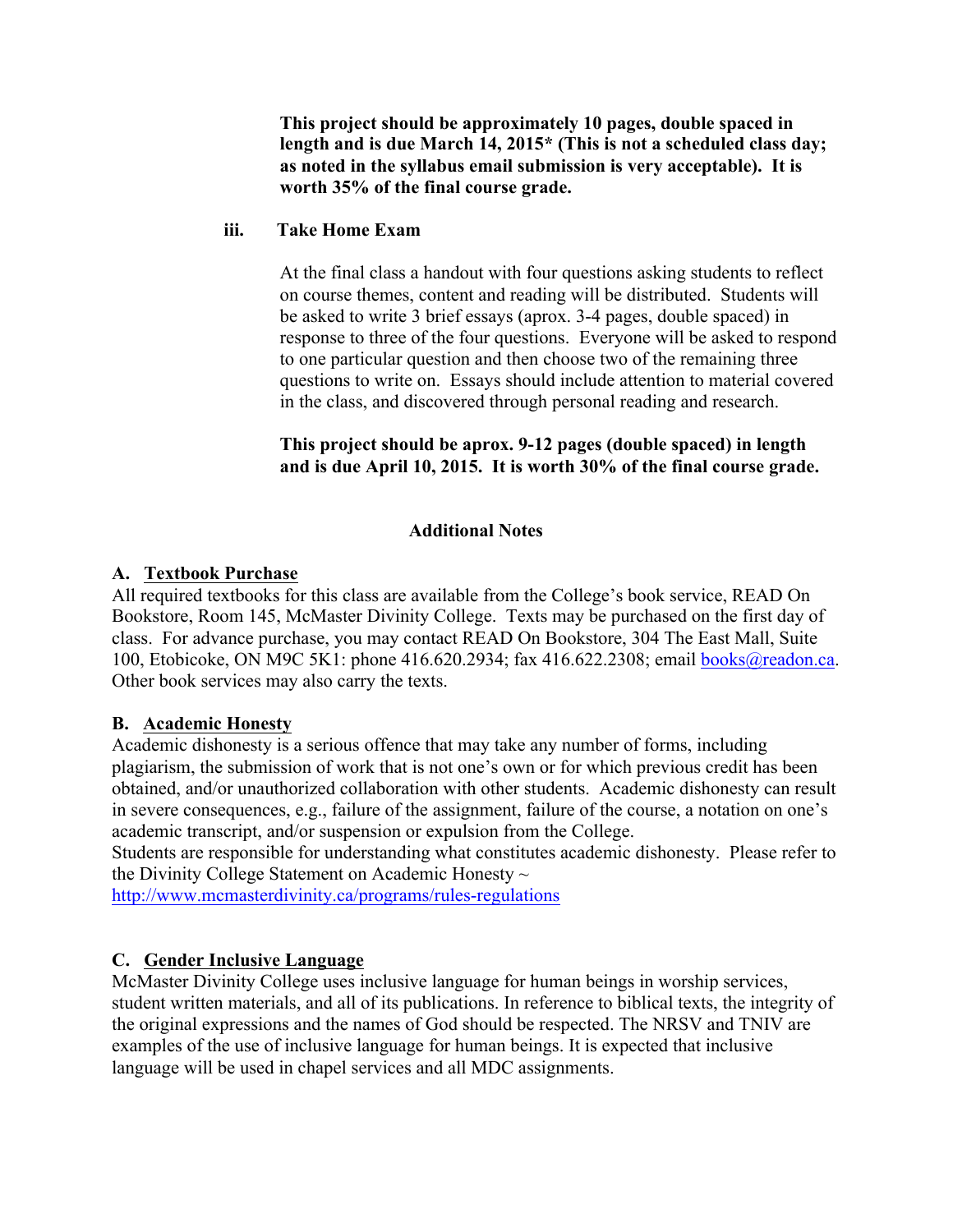**This project should be approximately 10 pages, double spaced in length and is due March 14, 2015\* (This is not a scheduled class day; as noted in the syllabus email submission is very acceptable). It is worth 35% of the final course grade.**

iii. **Take Home Exam**

At the final class a handout with four questions asking students to reflect on course themes, content and reading will be distributed. Students will be asked to write 3 brief essays (aprox. 3-4 pages, double spaced) in response to three of the four questions. Everyone will be asked to respond to one particular question and then choose two of the remaining three questions to write on. Essays should include attention to material covered in the class, and discovered through personal reading and research.

**This project should be aprox. 9-12 pages (double spaced) in length and is due April 10, 2015. It is worth 30% of the final course grade.**

## Additional Notes

### A. Textbook Purchase

All required textbooks for this class are available from the College's book service, READ On Bookstore, Room 145, McMaster Divinity College. Texts may be purchased on the first day of class. For advance purchase, you may contact READ On Bookstore, 304 The East Mall, Suite 100, Etobicoke, ON M9C 5K1: phone 416.620.2934; fax 416.622.2308; email books@readon.ca. Other book services may also carry the texts.

### B. Academic Honesty

Academic dishonesty is a serious offence that may take any number of forms, including plagiarism, the submission of work that is not one's own or for which previous credit has been obtained, and/or unauthorized collaboration with other students. Academic dishonesty can result in severe consequences, e.g., failure of the assignment, failure of the course, a notation on one's academic transcript, and/or suspension or expulsion from the College.

Students are responsible for understanding what constitutes academic dishonesty. Please refer to the Divinity College Statement on Academic Honesty ~ http://www.mcmasterdivinity.ca/programs/rules-regulations

### C. Gender Inclusive Language

McMaster Divinity College uses inclusive language for human beings in worship services, student written materials, and all of its publications. In reference to biblical texts, the integrity of the original expressions and the names of God should be respected. The NRSV and TNIV are examples of the use of inclusive language for human beings. It is expected that inclusive language will be used in chapel services and all MDC assignments.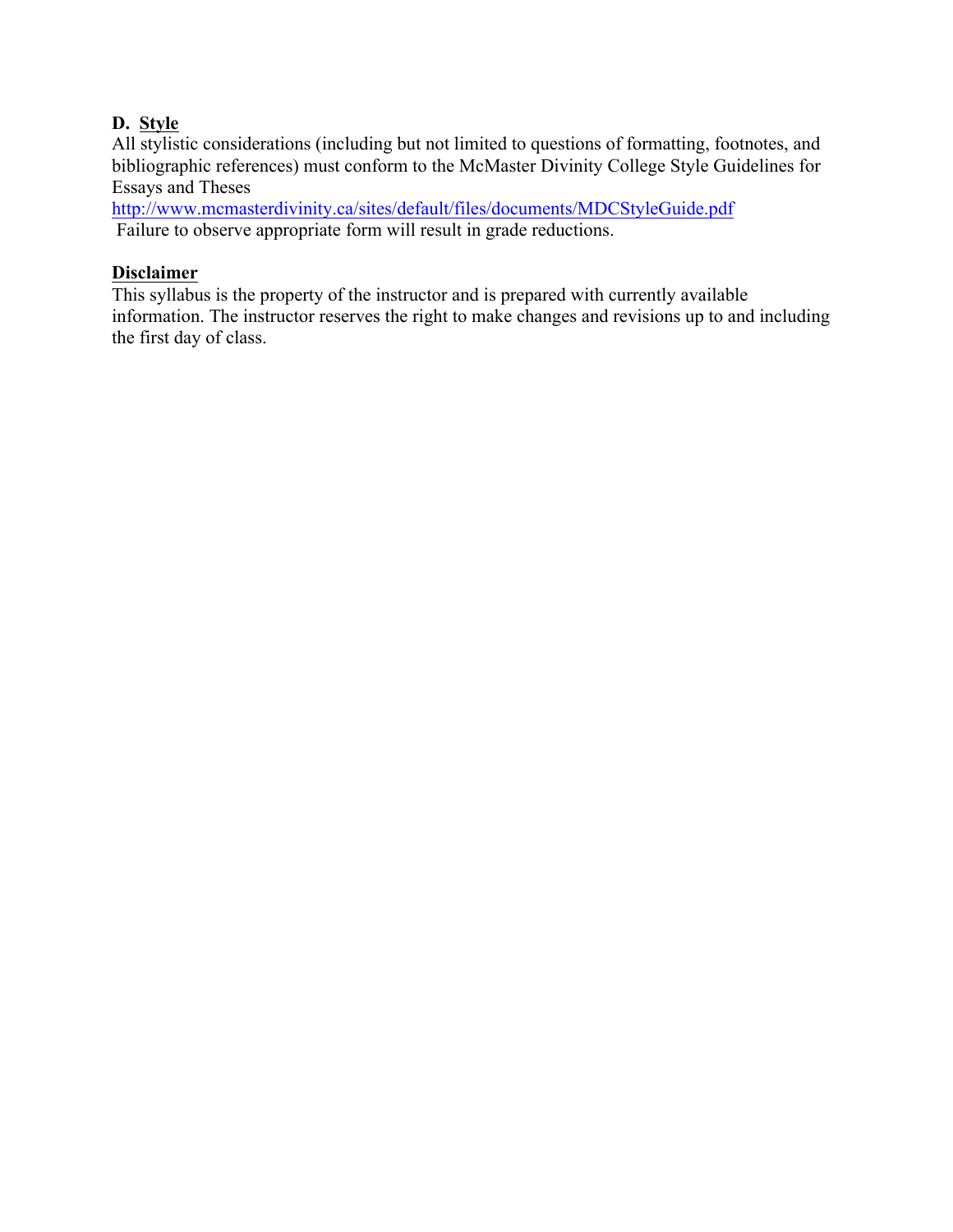**D. <u>Style</u>**

All stylistic considerations (including but not limited to questions of formatting, footnotes, and bibliographic references) must conform to the McMaster Divinity College Style Guidelines for Essays and Theses

http://www.mcmasterdivinity.ca/sites/default/files/documents/MDCStyleGuide.pdf

Failure to observe appropriate form will result in grade reductions.

**<u>Disclaimer</u>**

This syllabus is the property of the instructor and is prepared with currently available information. The instructor reserves the right to make changes and revisions up to and including the first day of class.